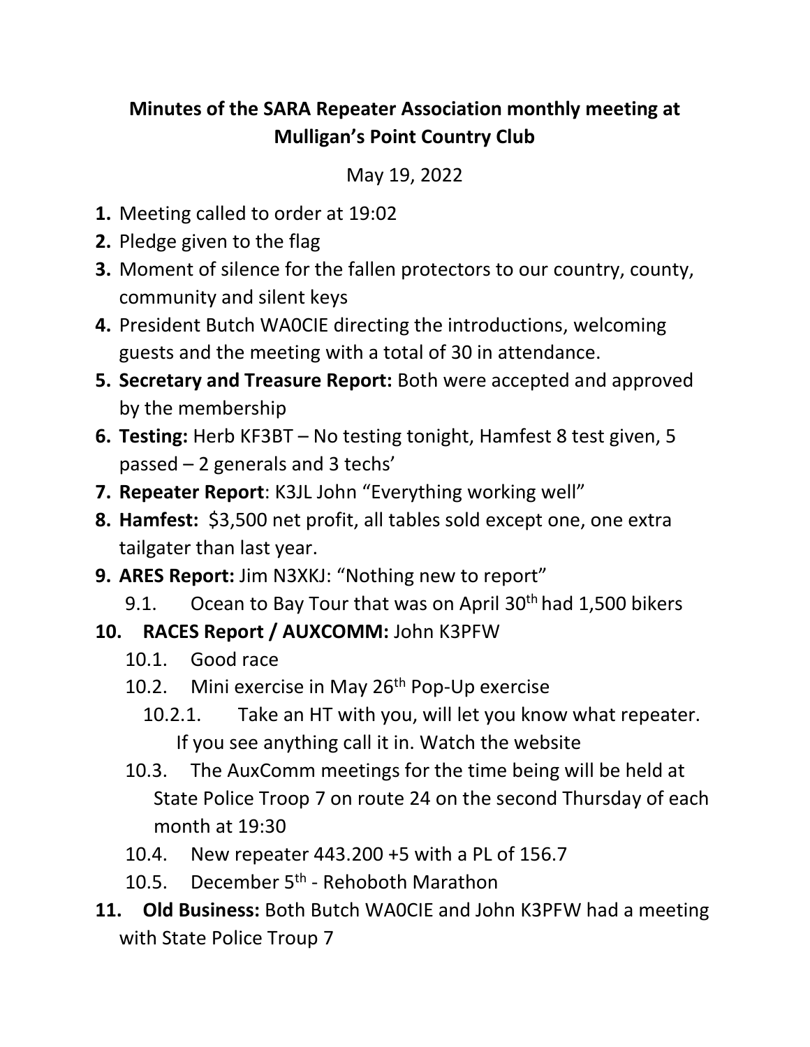# Minutes of the SARA Repeater Association monthly meeting at Mulligan's Point Country Club

May 19, 2022

1. Meeting called to order at 19:02
2. Pledge given to the flag
3. Moment of silence for the fallen protectors to our country, county, community and silent keys
4. President Butch WA0CIE directing the introductions, welcoming guests and the meeting with a total of 30 in attendance.
5. **Secretary and Treasure Report:** Both were accepted and approved by the membership
6. **Testing:** Herb KF3BT – No testing tonight, Hamfest 8 test given, 5 passed – 2 generals and 3 techs'
7. **Repeater Report**: K3JL John "Everything working well"
8. **Hamfest:** $3,500 net profit, all tables sold except one, one extra tailgater than last year.
9. **ARES Report:** Jim N3XKJ: "Nothing new to report"
   - 9.1. Ocean to Bay Tour that was on April 30th had 1,500 bikers
10. **RACES Report / AUXCOMM:** John K3PFW
    - 10.1. Good race
    - 10.2. Mini exercise in May 26th Pop-Up exercise
      - 10.2.1. Take an HT with you, will let you know what repeater. If you see anything call it in. Watch the website
    - 10.3. The AuxComm meetings for the time being will be held at State Police Troop 7 on route 24 on the second Thursday of each month at 19:30
    - 10.4. New repeater 443.200 +5 with a PL of 156.7
    - 10.5. December 5th - Rehoboth Marathon
11. **Old Business:** Both Butch WA0CIE and John K3PFW had a meeting with State Police Troup 7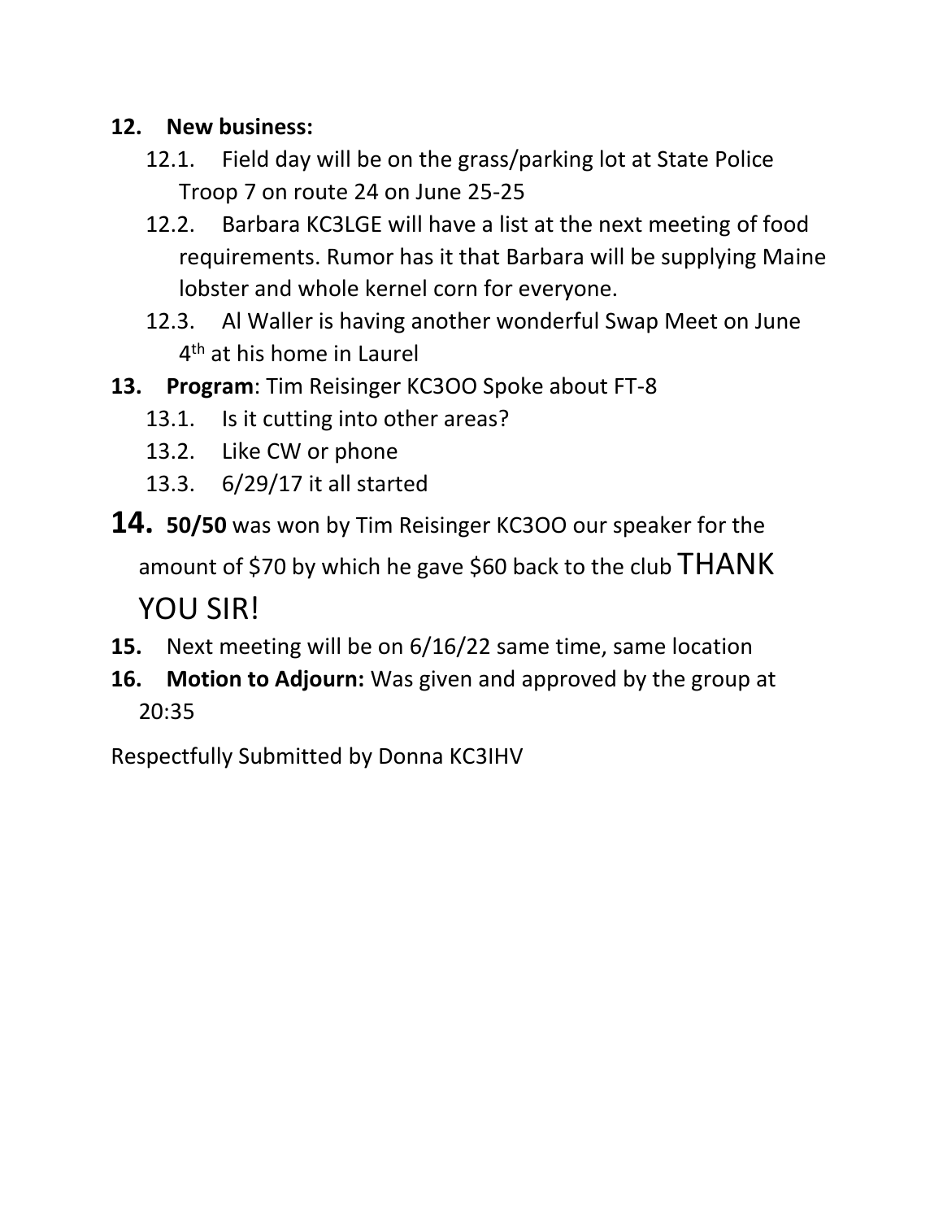12. **New business:**
    - 12.1. Field day will be on the grass/parking lot at State Police Troop 7 on route 24 on June 25-25
    - 12.2. Barbara KC3LGE will have a list at the next meeting of food requirements. Rumor has it that Barbara will be supplying Maine lobster and whole kernel corn for everyone.
    - 12.3. Al Waller is having another wonderful Swap Meet on June 4th at his home in Laurel
13. **Program**: Tim Reisinger KC3OO Spoke about FT-8
    - 13.1. Is it cutting into other areas?
    - 13.2. Like CW or phone
    - 13.3. 6/29/17 it all started
14. **50/50** was won by Tim Reisinger KC3OO our speaker for the amount of $70 by which he gave $60 back to the club THANK YOU SIR!
15. Next meeting will be on 6/16/22 same time, same location
16. **Motion to Adjourn:** Was given and approved by the group at 20:35

Respectfully Submitted by Donna KC3IHV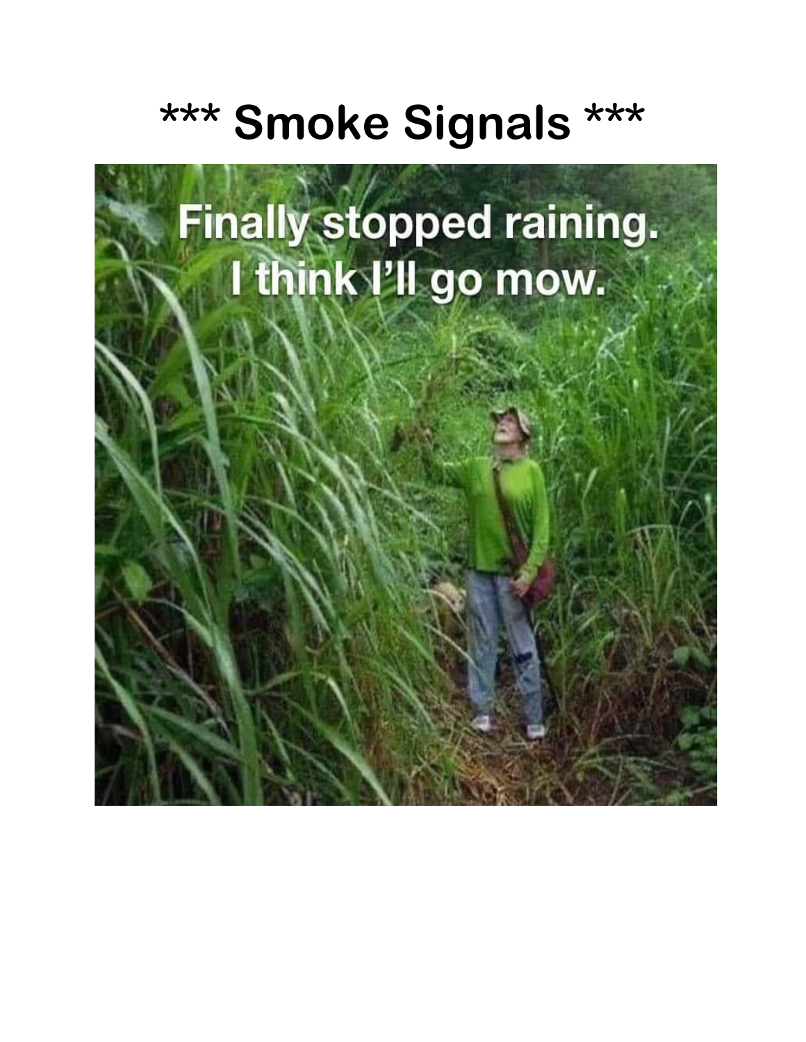# *** Smoke Signals ***

Finally stopped raining.
I think I'll go mow.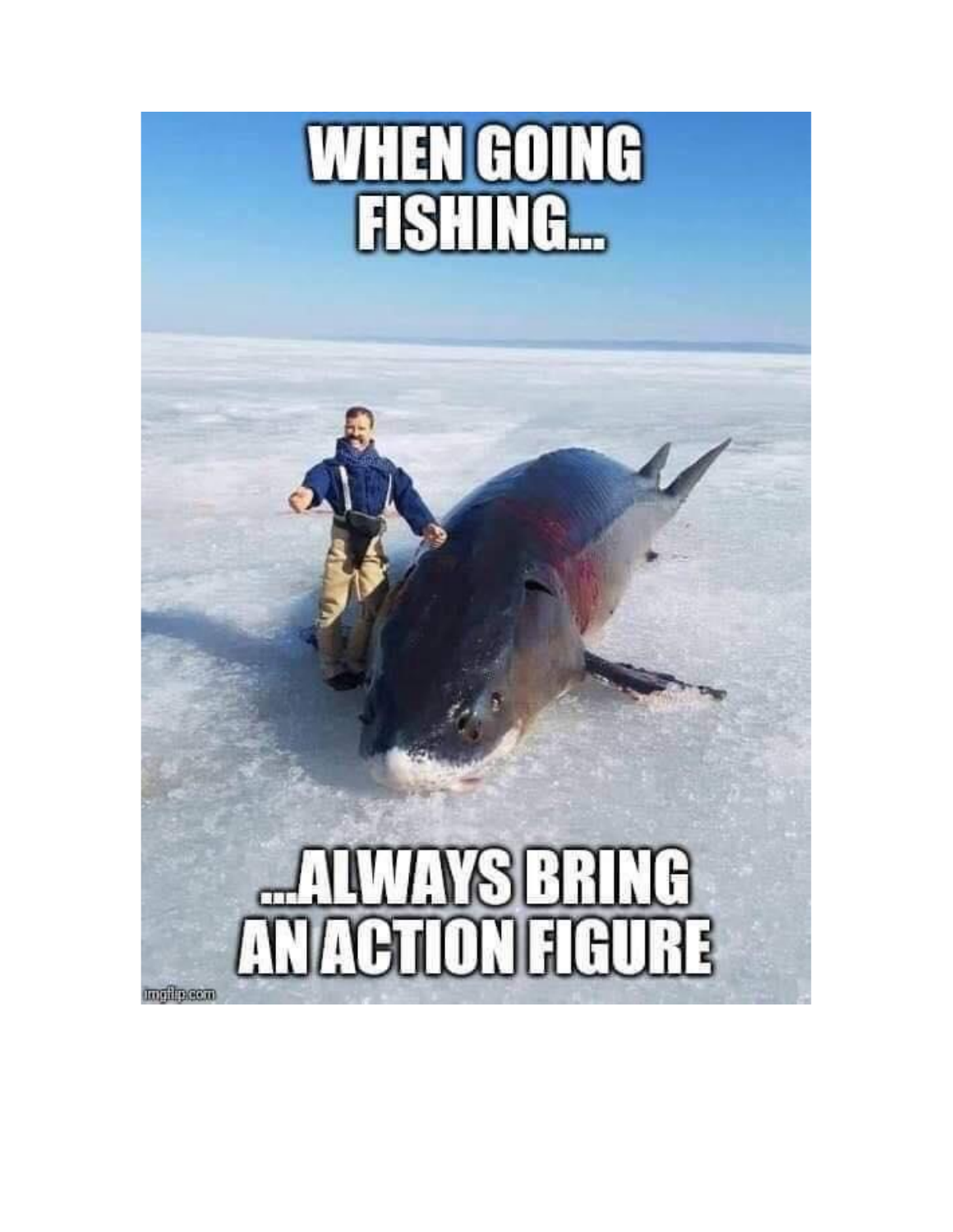WHEN GOING FISHING...

...ALWAYS BRING AN ACTION FIGURE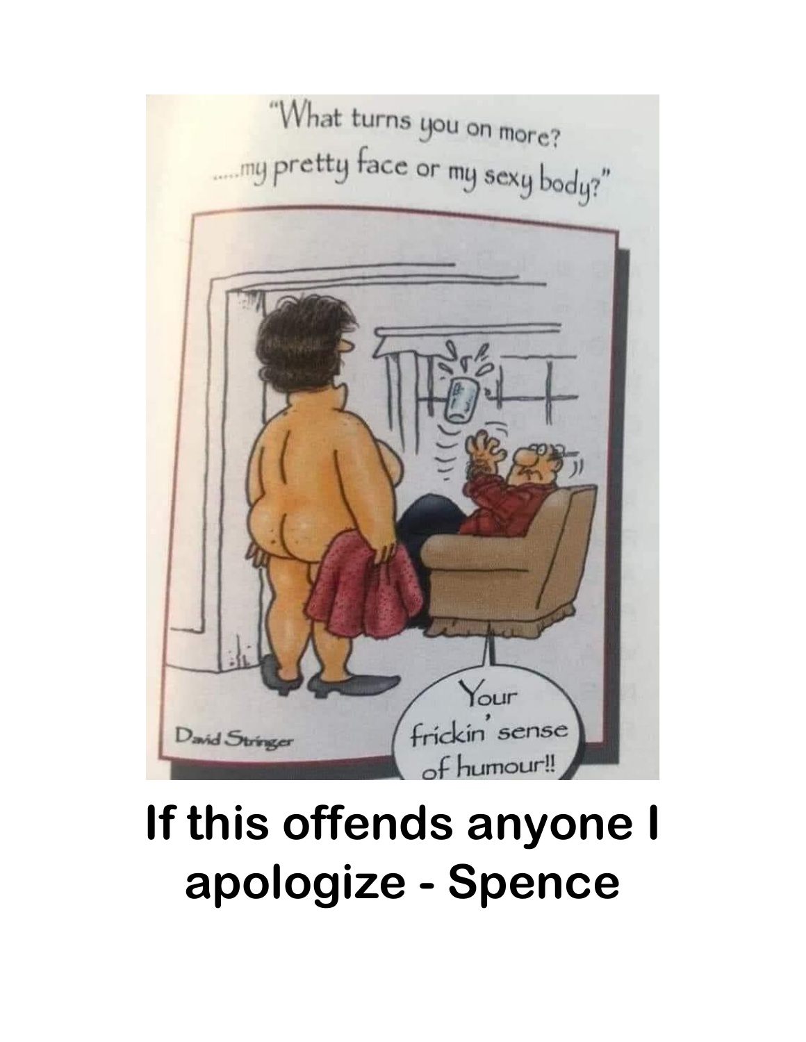"What turns you on more?
.....my pretty face or my sexy body?"

David Stringer

Your frickin' sense of humour!!

**If this offends anyone I apologize - Spence**